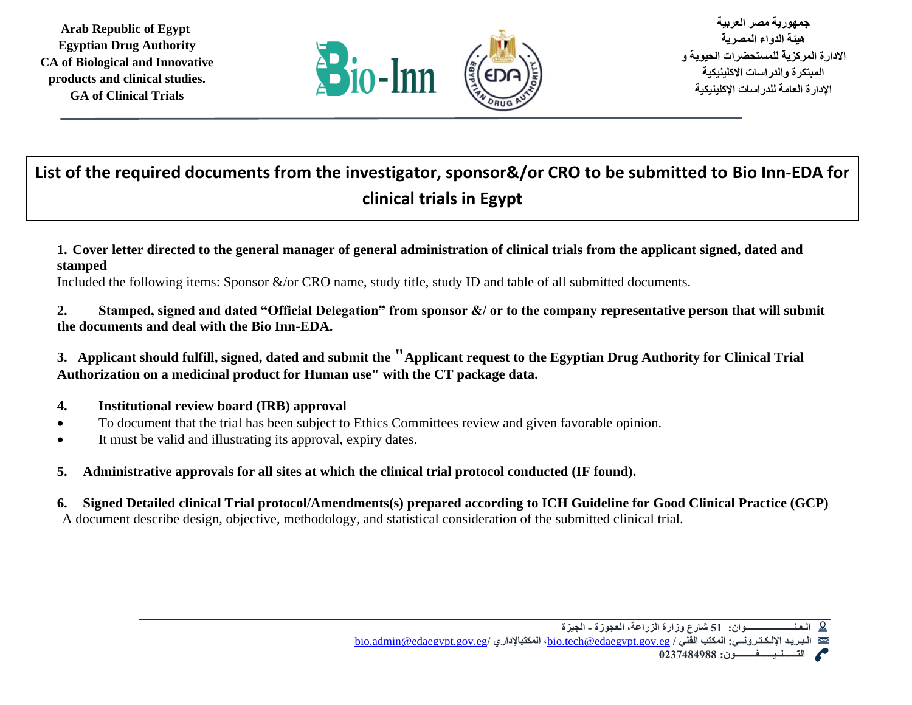Arab Republic of Egypt
Egyptian Drug Authority
CA of Biological and Innovative products and clinical studies.
GA of Clinical Trials

جمهورية مصر العربية
هيئة الدواء المصرية
الادارة المركزية للمستحضرات الحيوية و المبتكرة والدراسات الاكلينيكية
الإدارة العامة للدراسات الإكلينيكية

# List of the required documents from the investigator, sponsor&/or CRO to be submitted to Bio Inn-EDA for clinical trials in Egypt

**1. Cover letter directed to the general manager of general administration of clinical trials from the applicant signed, dated and stamped**

Included the following items: Sponsor &/or CRO name, study title, study ID and table of all submitted documents.

**2. Stamped, signed and dated "Official Delegation" from sponsor &/ or to the company representative person that will submit the documents and deal with the Bio Inn-EDA.**

**3. Applicant should fulfill, signed, dated and submit the "Applicant request to the Egyptian Drug Authority for Clinical Trial Authorization on a medicinal product for Human use" with the CT package data.**

**4. Institutional review board (IRB) approval**

- To document that the trial has been subject to Ethics Committees review and given favorable opinion.
- It must be valid and illustrating its approval, expiry dates.

**5. Administrative approvals for all sites at which the clinical trial protocol conducted (IF found).**

**6. Signed Detailed clinical Trial protocol/Amendments(s) prepared according to ICH Guideline for Good Clinical Practice (GCP)**

A document describe design, objective, methodology, and statistical consideration of the submitted clinical trial.

العنـــــــوان: 51 شارع وزارة الزراعة، العجوزة - الجيزة
البريد الإلكتروني: المكتب الفني / bio.tech@edaegypt.gov.eg، المكتبالإداري/ bio.admin@edaegypt.gov.eg
التليفون: 0237484988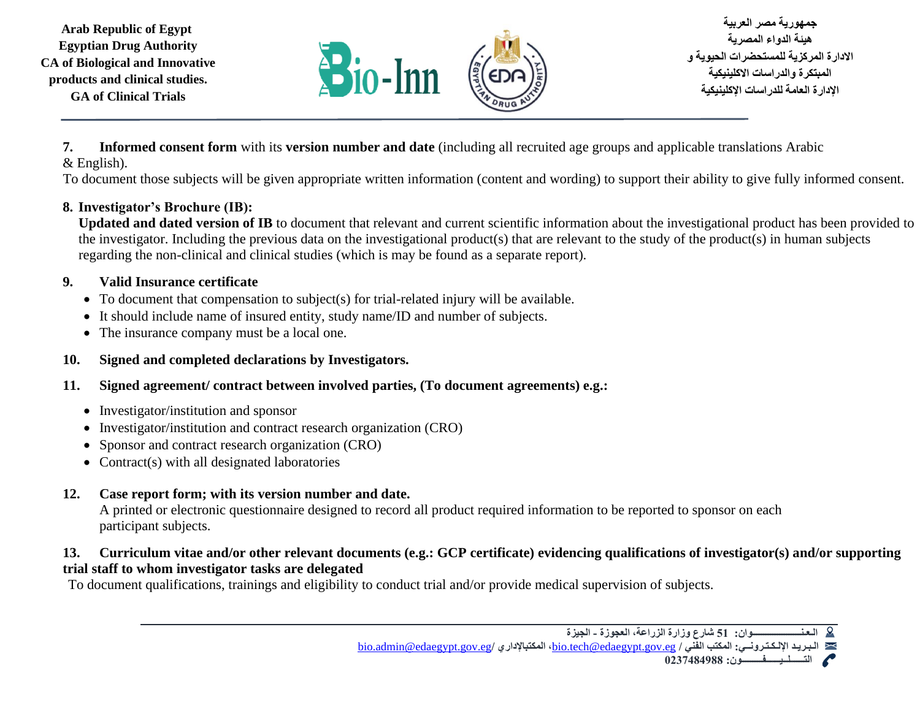**7. Informed consent form** with its **version number and date** (including all recruited age groups and applicable translations Arabic & English).

To document those subjects will be given appropriate written information (content and wording) to support their ability to give fully informed consent.

**8. Investigator's Brochure (IB):**

**Updated and dated version of IB** to document that relevant and current scientific information about the investigational product has been provided to the investigator. Including the previous data on the investigational product(s) that are relevant to the study of the product(s) in human subjects regarding the non-clinical and clinical studies (which is may be found as a separate report).

**9. Valid Insurance certificate**

- To document that compensation to subject(s) for trial-related injury will be available.
- It should include name of insured entity, study name/ID and number of subjects.
- The insurance company must be a local one.

**10. Signed and completed declarations by Investigators.**

**11. Signed agreement/ contract between involved parties, (To document agreements) e.g.:**

- Investigator/institution and sponsor
- Investigator/institution and contract research organization (CRO)
- Sponsor and contract research organization (CRO)
- Contract(s) with all designated laboratories

**12. Case report form; with its version number and date.**

A printed or electronic questionnaire designed to record all product required information to be reported to sponsor on each participant subjects.

**13. Curriculum vitae and/or other relevant documents (e.g.: GCP certificate) evidencing qualifications of investigator(s) and/or supporting trial staff to whom investigator tasks are delegated**

To document qualifications, trainings and eligibility to conduct trial and/or provide medical supervision of subjects.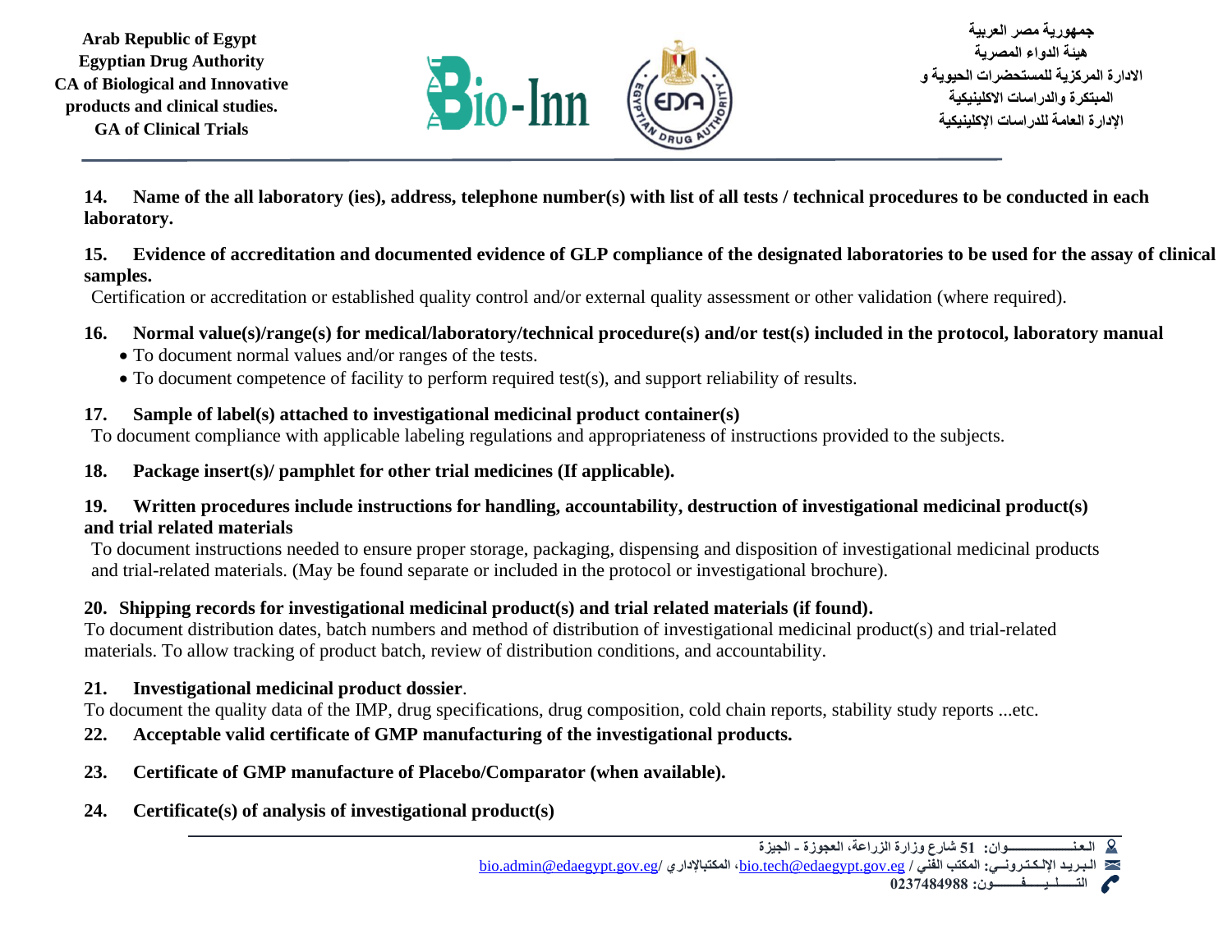**14. Name of the all laboratory (ies), address, telephone number(s) with list of all tests / technical procedures to be conducted in each laboratory.**

**15. Evidence of accreditation and documented evidence of GLP compliance of the designated laboratories to be used for the assay of clinical samples.**

Certification or accreditation or established quality control and/or external quality assessment or other validation (where required).

**16. Normal value(s)/range(s) for medical/laboratory/technical procedure(s) and/or test(s) included in the protocol, laboratory manual**

- To document normal values and/or ranges of the tests.
- To document competence of facility to perform required test(s), and support reliability of results.

**17. Sample of label(s) attached to investigational medicinal product container(s)**

To document compliance with applicable labeling regulations and appropriateness of instructions provided to the subjects.

**18. Package insert(s)/ pamphlet for other trial medicines (If applicable).**

**19. Written procedures include instructions for handling, accountability, destruction of investigational medicinal product(s) and trial related materials**

To document instructions needed to ensure proper storage, packaging, dispensing and disposition of investigational medicinal products and trial-related materials. (May be found separate or included in the protocol or investigational brochure).

**20. Shipping records for investigational medicinal product(s) and trial related materials (if found).**

To document distribution dates, batch numbers and method of distribution of investigational medicinal product(s) and trial-related materials. To allow tracking of product batch, review of distribution conditions, and accountability.

**21. Investigational medicinal product dossier**.

To document the quality data of the IMP, drug specifications, drug composition, cold chain reports, stability study reports ...etc.

**22. Acceptable valid certificate of GMP manufacturing of the investigational products.**

**23. Certificate of GMP manufacture of Placebo/Comparator (when available).**

**24. Certificate(s) of analysis of investigational product(s)**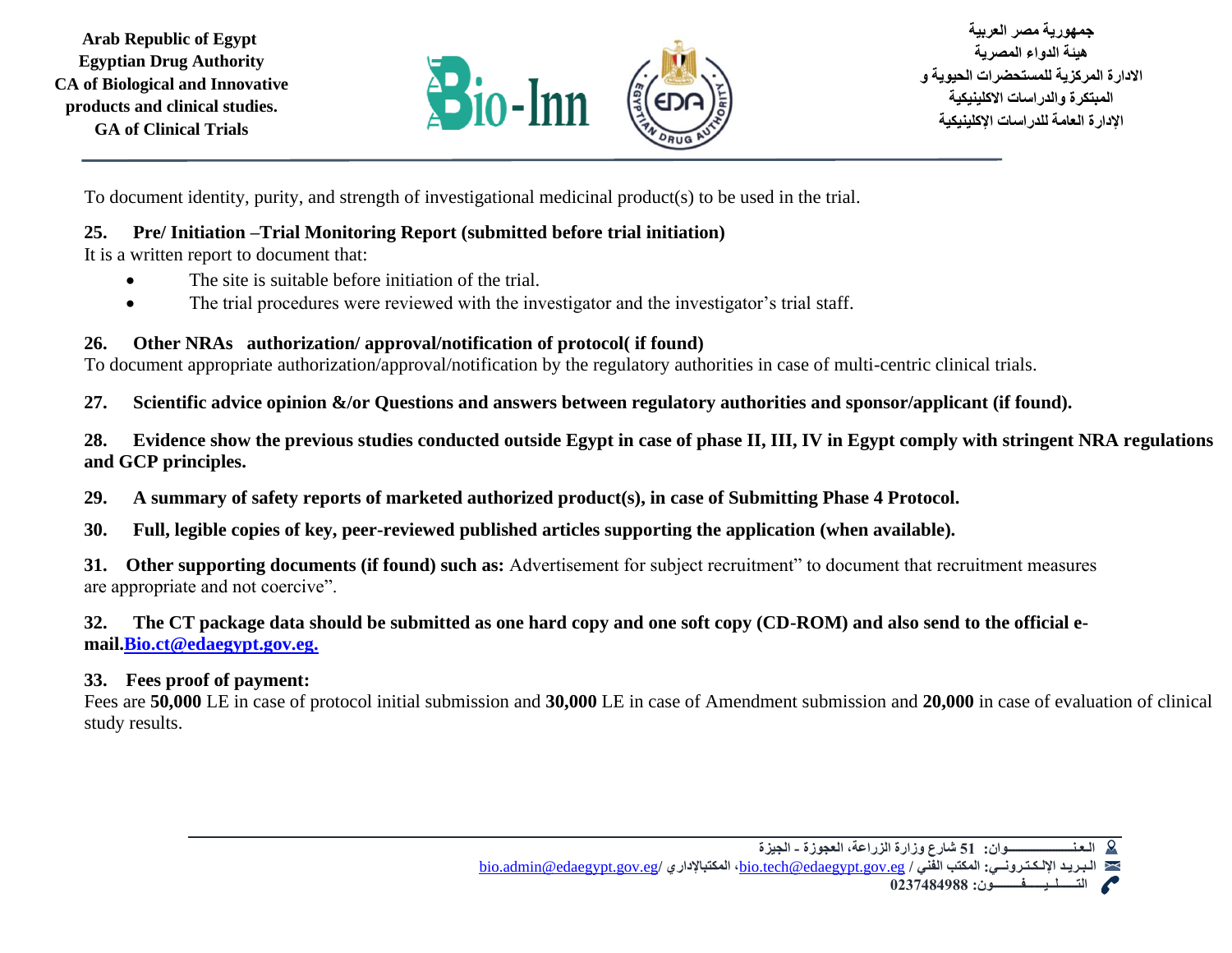To document identity, purity, and strength of investigational medicinal product(s) to be used in the trial.

**25. Pre/ Initiation –Trial Monitoring Report (submitted before trial initiation)**

It is a written report to document that:

- The site is suitable before initiation of the trial.
- The trial procedures were reviewed with the investigator and the investigator's trial staff.

**26. Other NRAs authorization/ approval/notification of protocol( if found)**

To document appropriate authorization/approval/notification by the regulatory authorities in case of multi-centric clinical trials.

**27. Scientific advice opinion &/or Questions and answers between regulatory authorities and sponsor/applicant (if found).**

**28. Evidence show the previous studies conducted outside Egypt in case of phase II, III, IV in Egypt comply with stringent NRA regulations and GCP principles.**

**29. A summary of safety reports of marketed authorized product(s), in case of Submitting Phase 4 Protocol.**

**30. Full, legible copies of key, peer-reviewed published articles supporting the application (when available).**

**31. Other supporting documents (if found) such as:** Advertisement for subject recruitment" to document that recruitment measures are appropriate and not coercive".

**32. The CT package data should be submitted as one hard copy and one soft copy (CD-ROM) and also send to the official e-mail.Bio.ct@edaegypt.gov.eg.**

**33. Fees proof of payment:**

Fees are **50,000** LE in case of protocol initial submission and **30,000** LE in case of Amendment submission and **20,000** in case of evaluation of clinical study results.